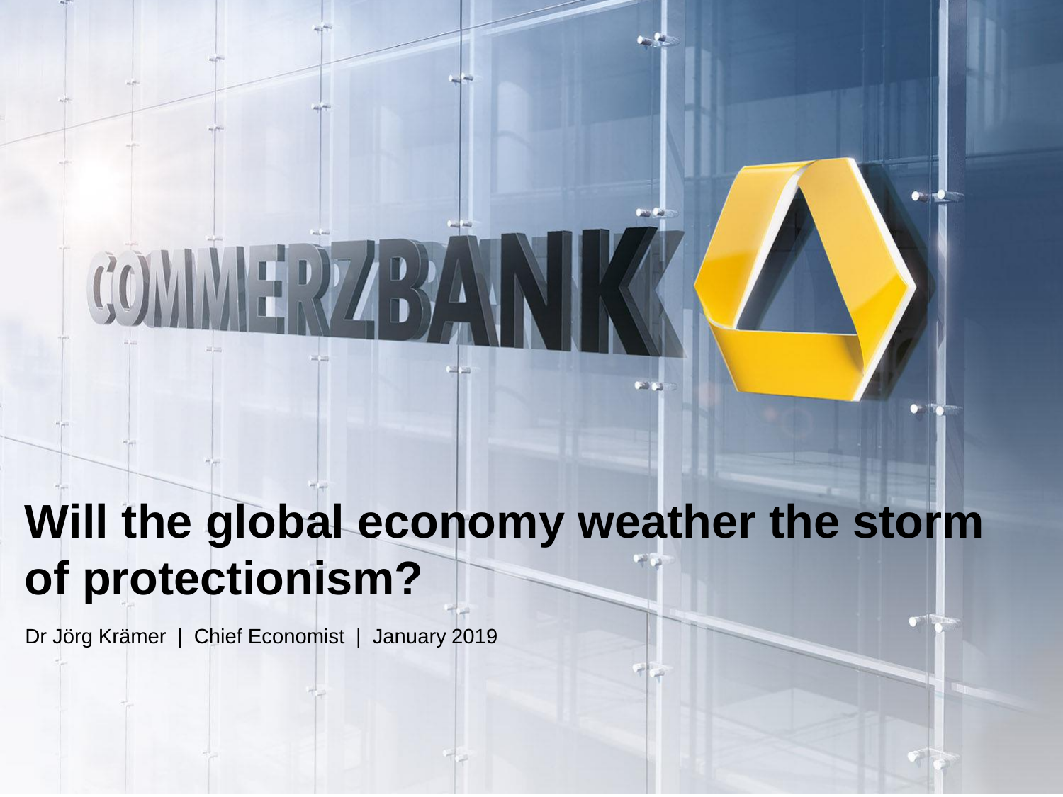# Will the global economy weather the storm of protectionism?

Dr Jörg Krämer | Chief Economist | January 2019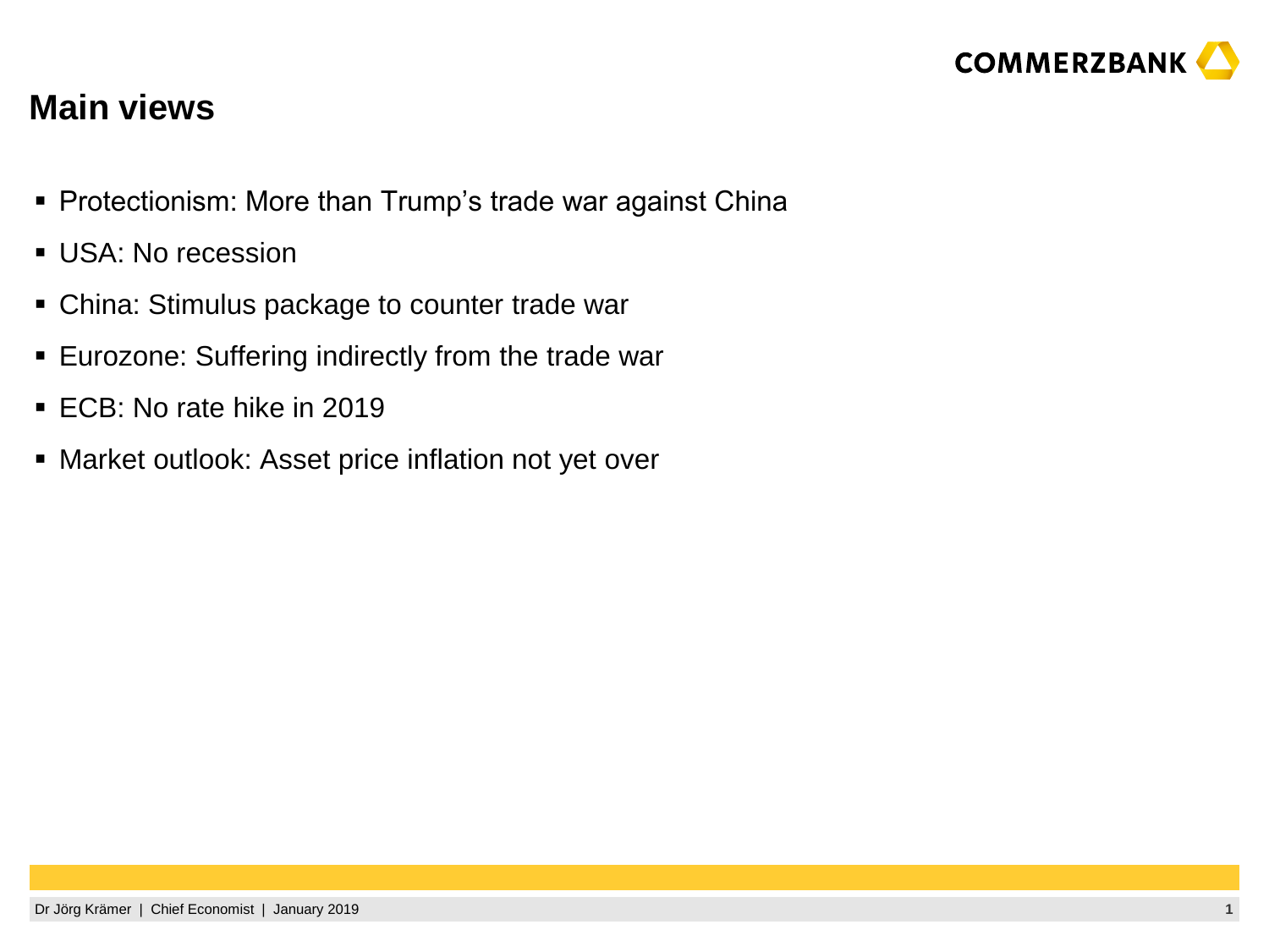# Main views

- Protectionism: More than Trump's trade war against China
- USA: No recession
- China: Stimulus package to counter trade war
- Eurozone: Suffering indirectly from the trade war
- ECB: No rate hike in 2019
- Market outlook: Asset price inflation not yet over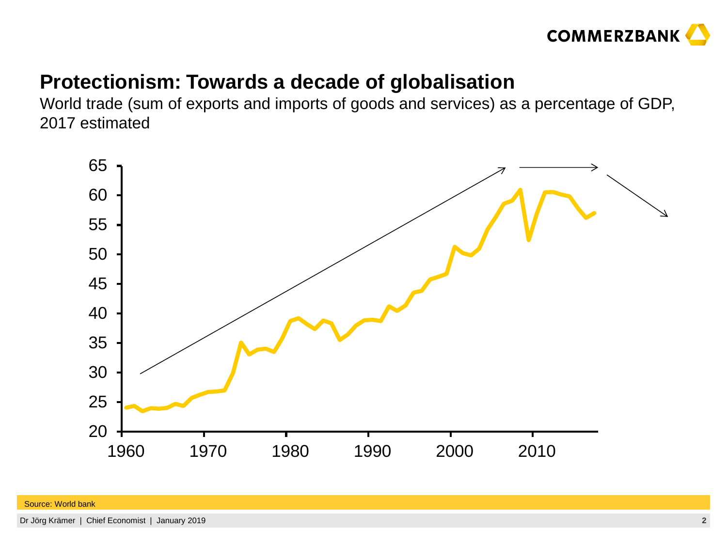## Protectionism: Towards a decade of globalisation

World trade (sum of exports and imports of goods and services) as a percentage of GDP, 2017 estimated

Source: World bank

Dr Jörg Krämer | Chief Economist | January 2019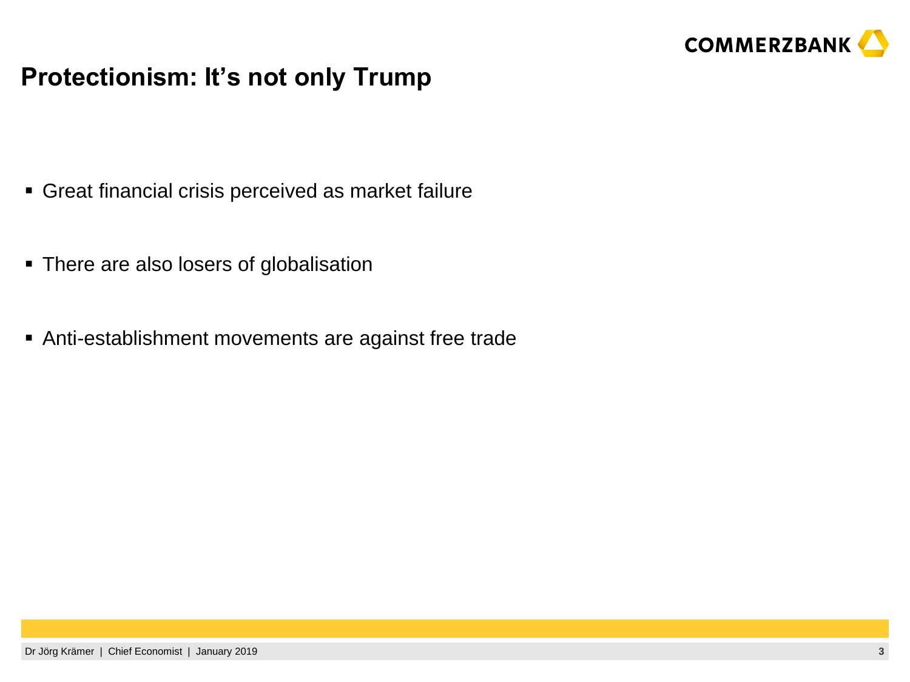# Protectionism: It's not only Trump

- Great financial crisis perceived as market failure
- There are also losers of globalisation
- Anti-establishment movements are against free trade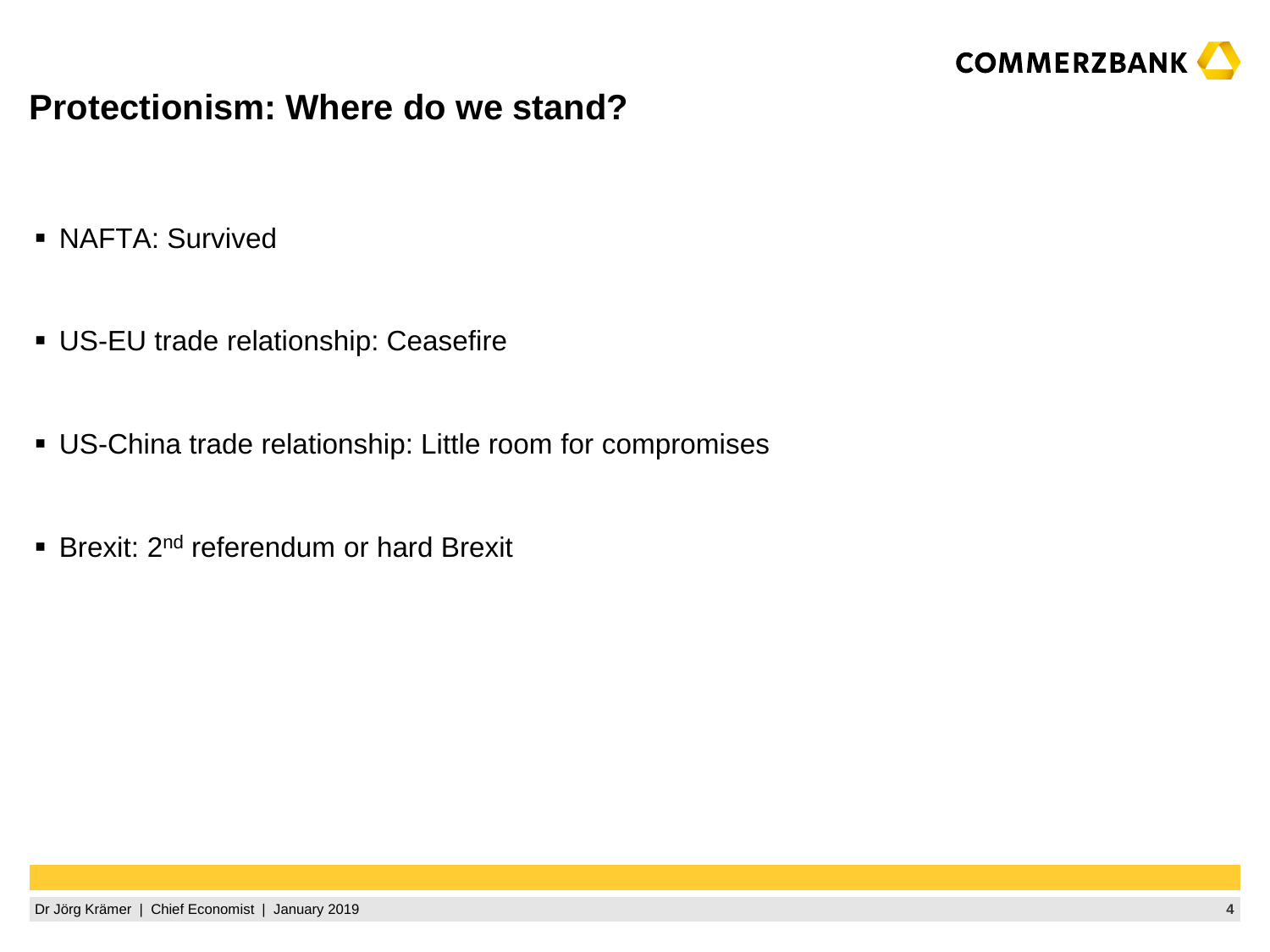# Protectionism: Where do we stand?

- NAFTA: Survived
- US-EU trade relationship: Ceasefire
- US-China trade relationship: Little room for compromises
- Brexit: 2nd referendum or hard Brexit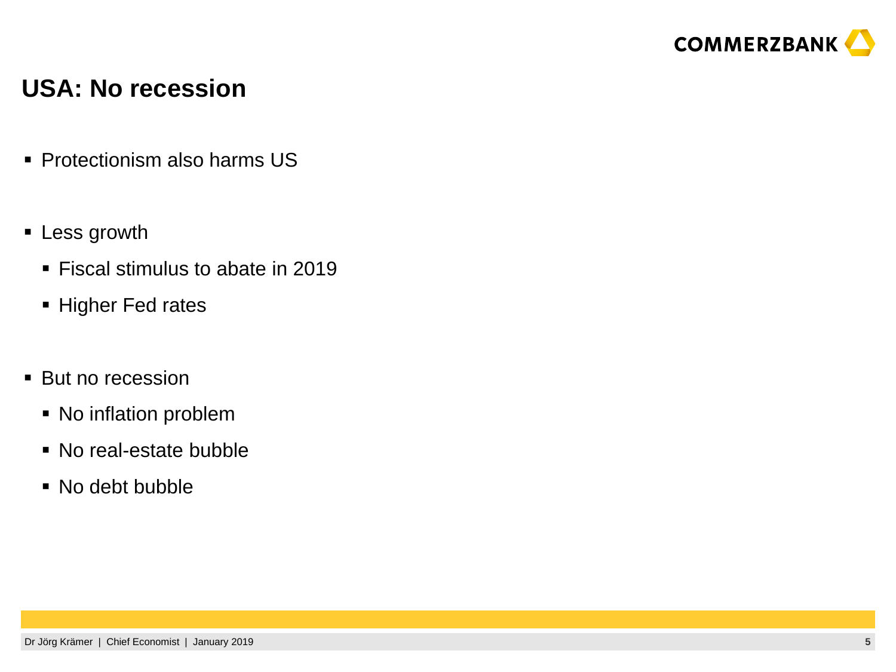# USA: No recession

- Protectionism also harms US

- Less growth
  - Fiscal stimulus to abate in 2019
  - Higher Fed rates

- But no recession
  - No inflation problem
  - No real-estate bubble
  - No debt bubble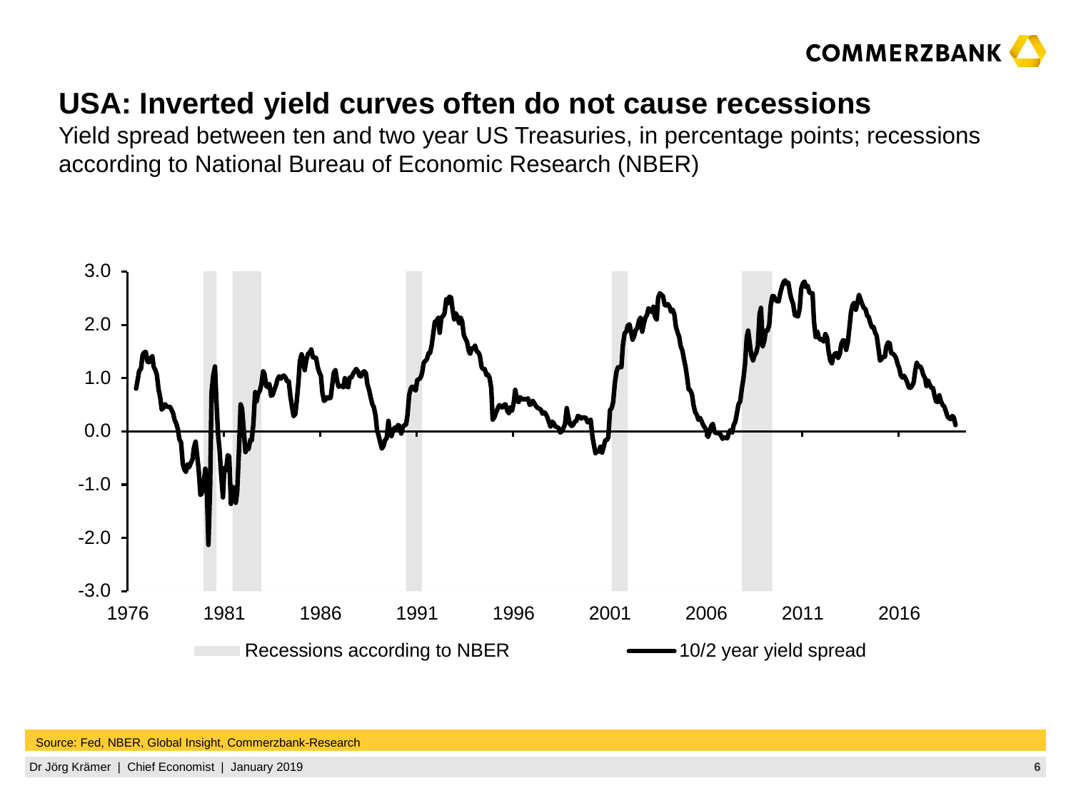# USA: Inverted yield curves often do not cause recessions

Yield spread between ten and two year US Treasuries, in percentage points; recessions according to National Bureau of Economic Research (NBER)

Source: Fed, NBER, Global Insight, Commerzbank-Research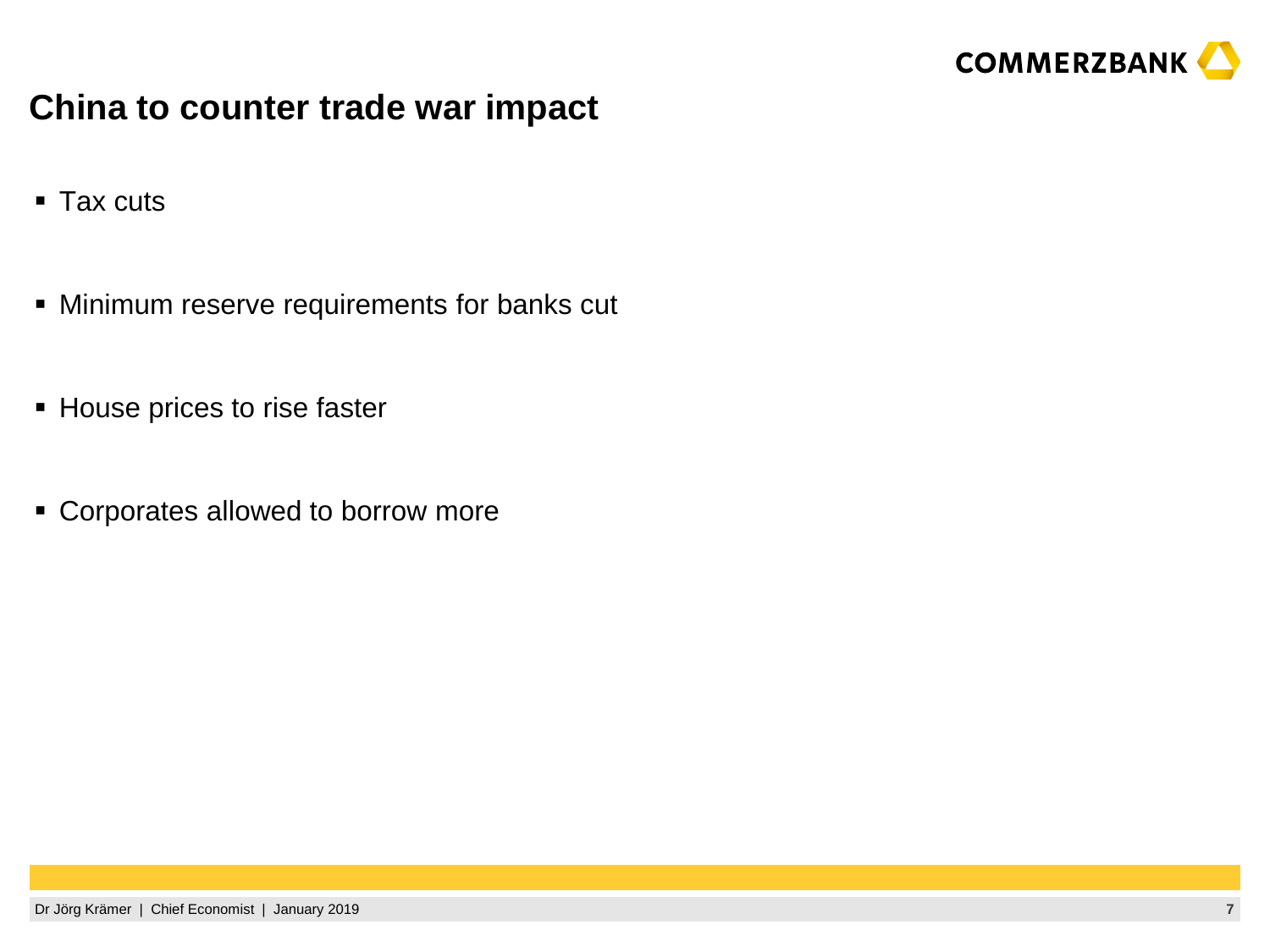# China to counter trade war impact

- Tax cuts
- Minimum reserve requirements for banks cut
- House prices to rise faster
- Corporates allowed to borrow more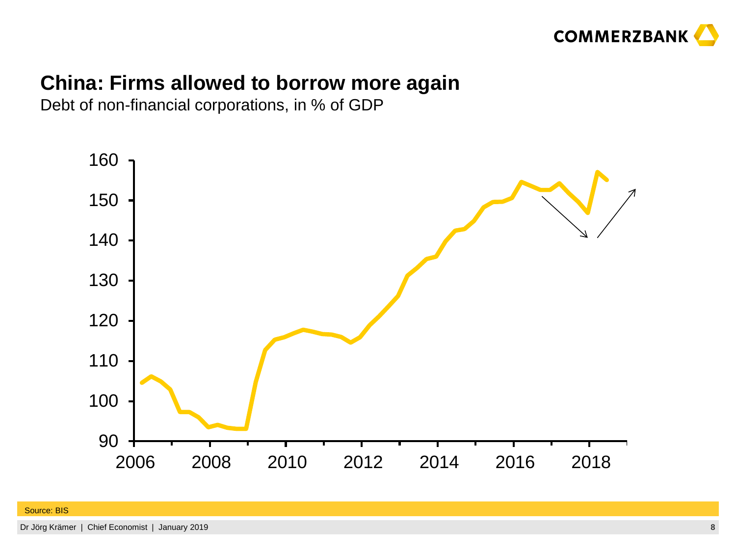# China: Firms allowed to borrow more again

Debt of non-financial corporations, in % of GDP

Source: BIS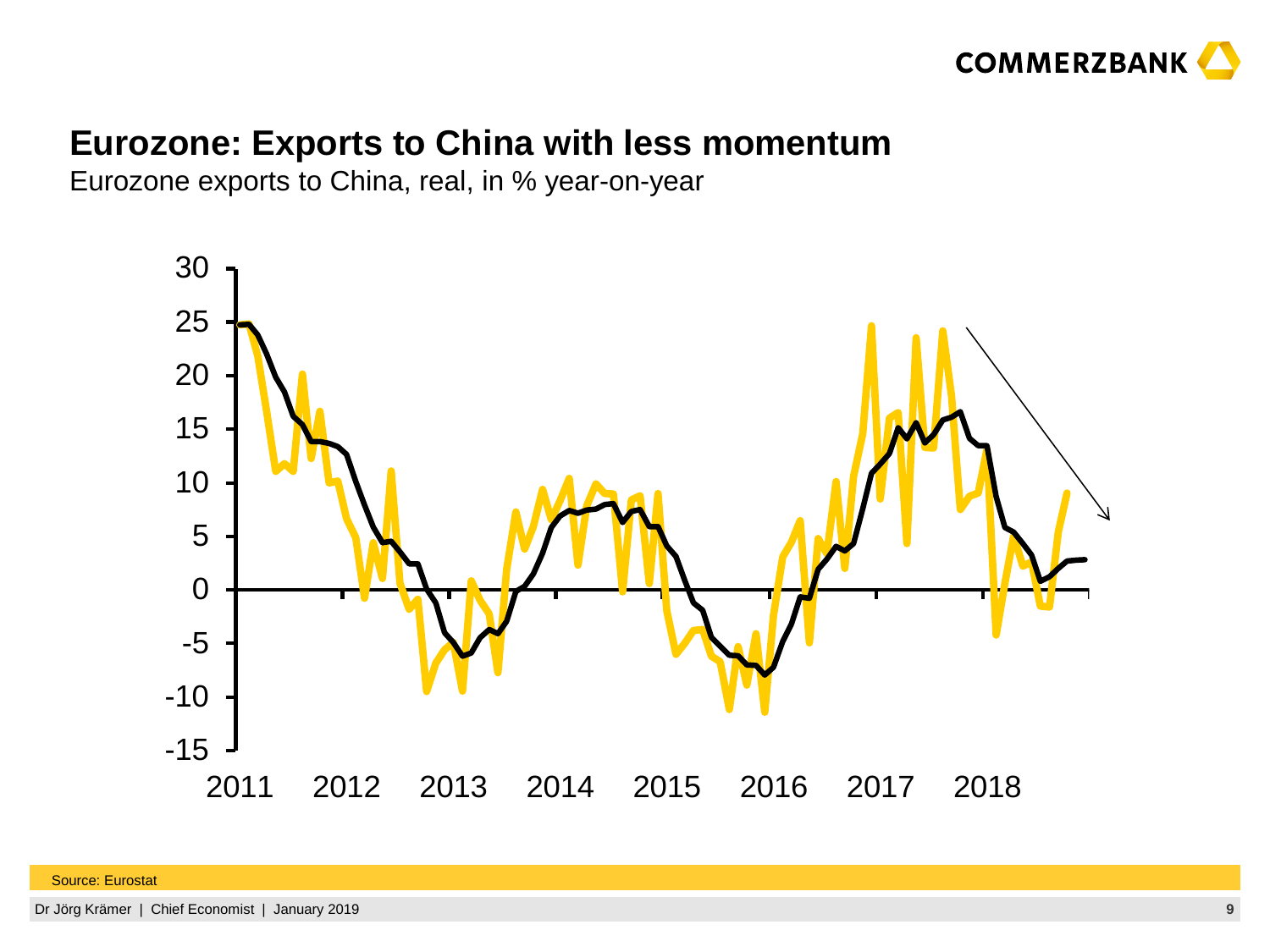# Eurozone: Exports to China with less momentum

Eurozone exports to China, real, in % year-on-year

Source: Eurostat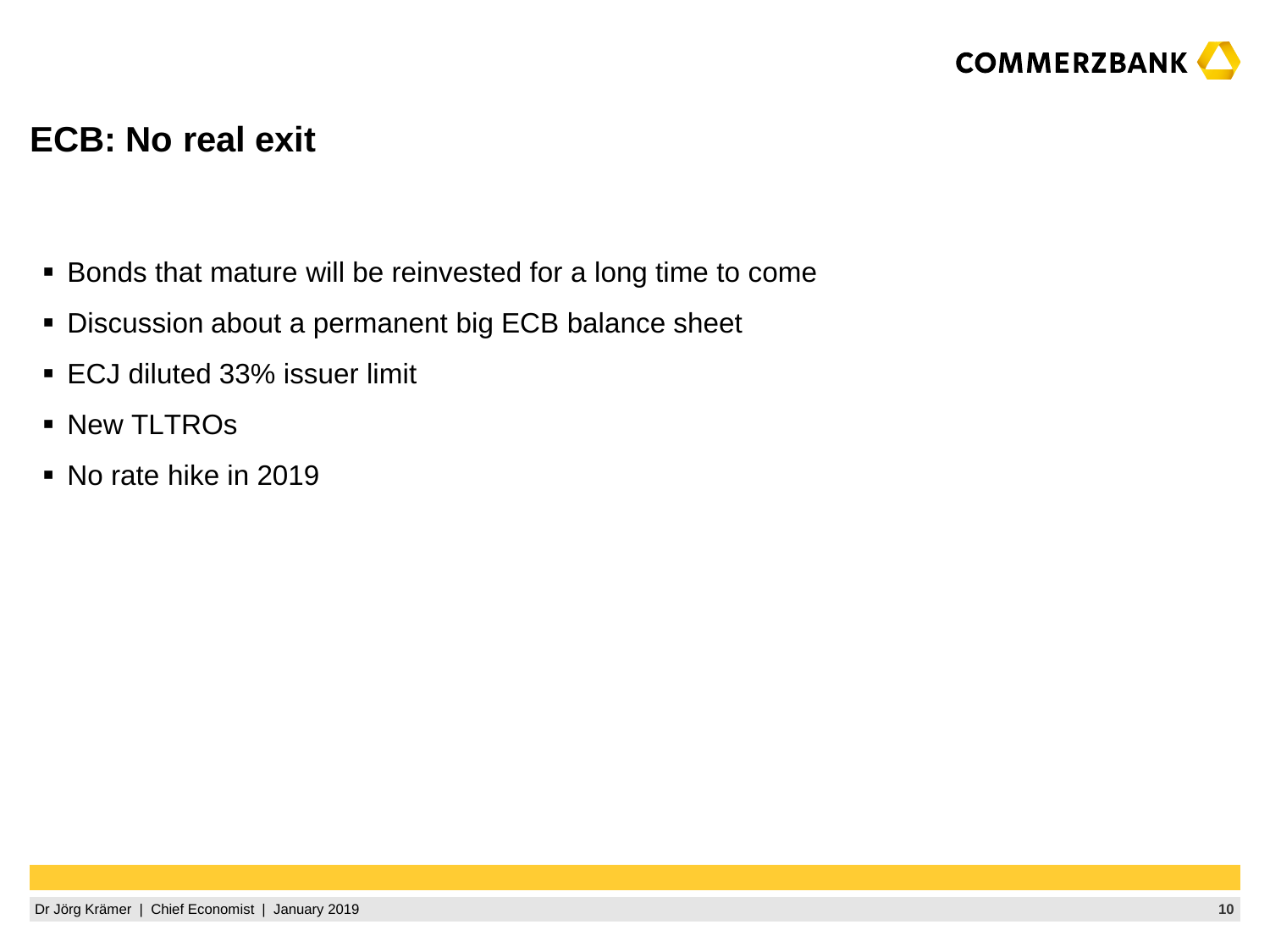## ECB: No real exit

- Bonds that mature will be reinvested for a long time to come
- Discussion about a permanent big ECB balance sheet
- ECJ diluted 33% issuer limit
- New TLTROs
- No rate hike in 2019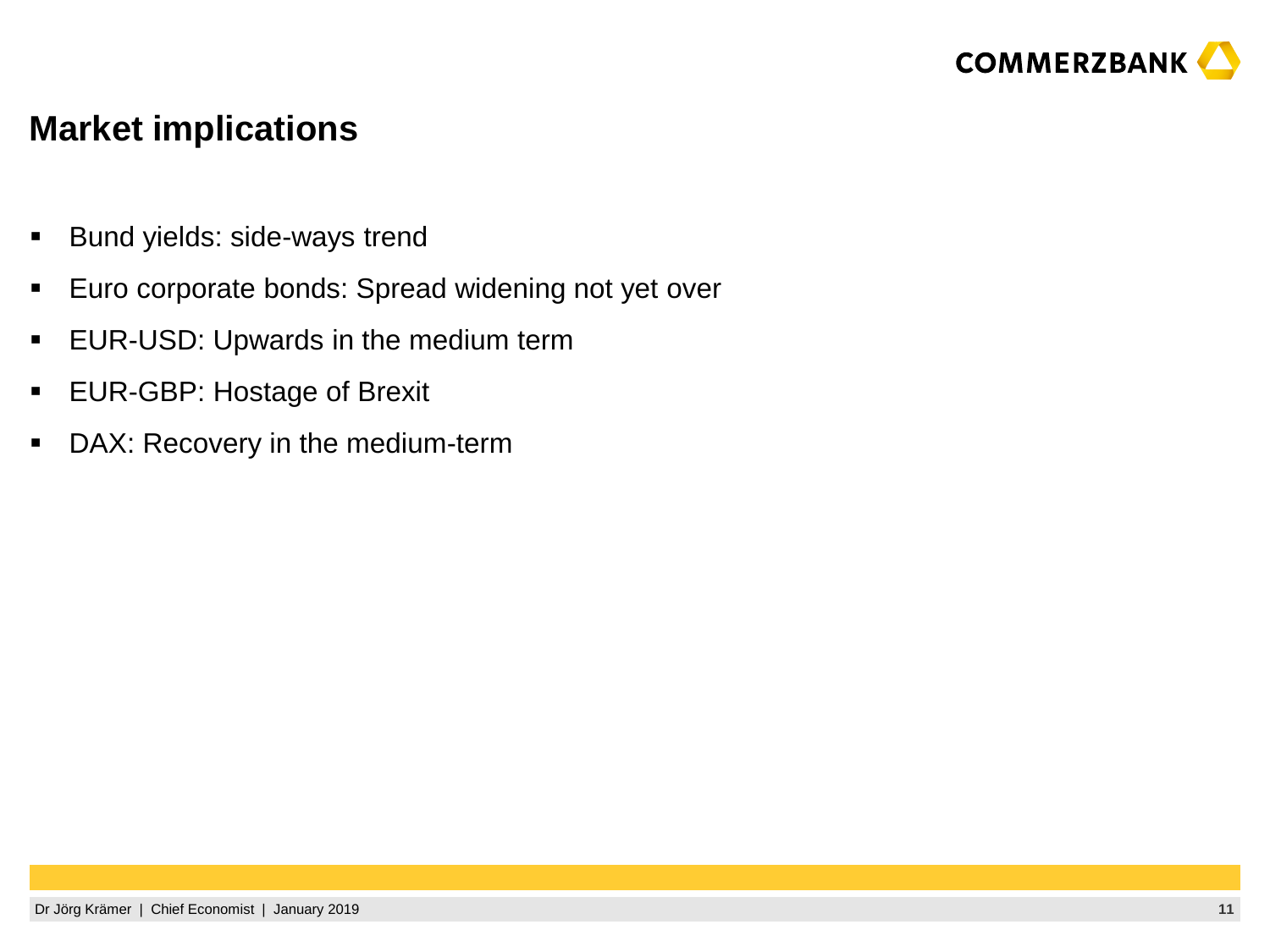## Market implications

- Bund yields: side-ways trend
- Euro corporate bonds: Spread widening not yet over
- EUR-USD: Upwards in the medium term
- EUR-GBP: Hostage of Brexit
- DAX: Recovery in the medium-term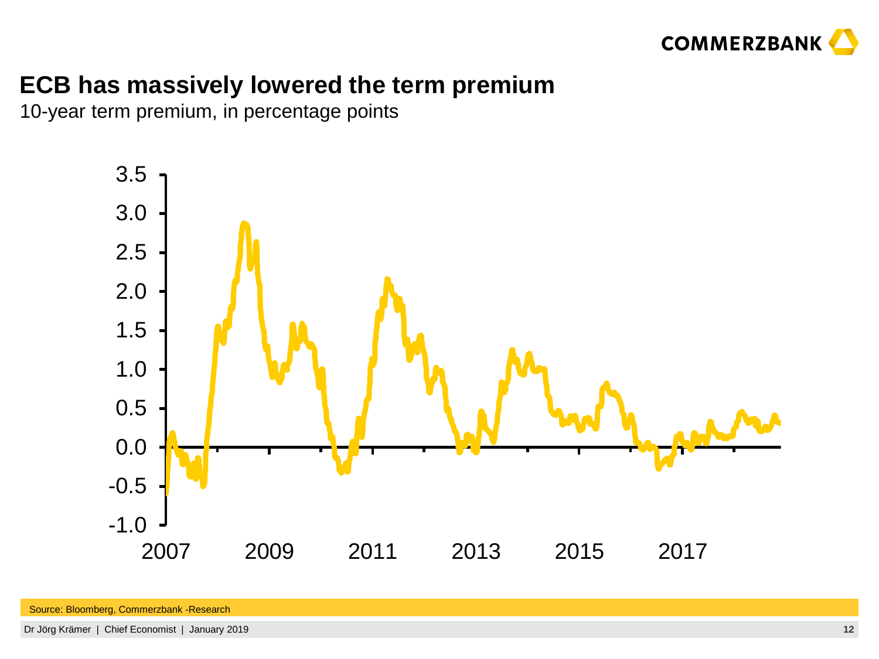# ECB has massively lowered the term premium

10-year term premium, in percentage points

Source: Bloomberg, Commerzbank -Research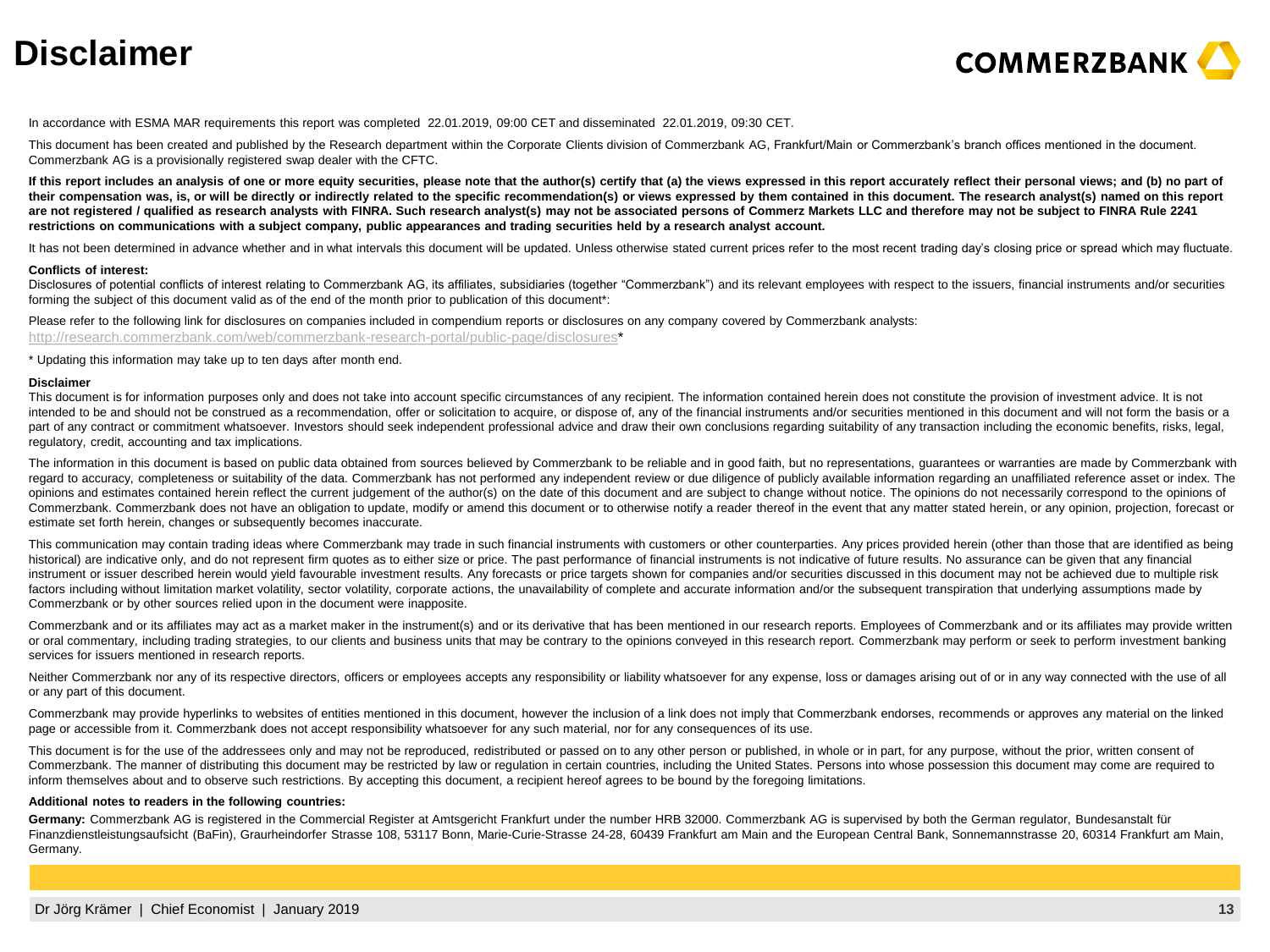# Disclaimer

In accordance with ESMA MAR requirements this report was completed 22.01.2019, 09:00 CET and disseminated 22.01.2019, 09:30 CET.

This document has been created and published by the Research department within the Corporate Clients division of Commerzbank AG, Frankfurt/Main or Commerzbank's branch offices mentioned in the document. Commerzbank AG is a provisionally registered swap dealer with the CFTC.

**If this report includes an analysis of one or more equity securities, please note that the author(s) certify that (a) the views expressed in this report accurately reflect their personal views; and (b) no part of their compensation was, is, or will be directly or indirectly related to the specific recommendation(s) or views expressed by them contained in this document. The research analyst(s) named on this report are not registered / qualified as research analysts with FINRA. Such research analyst(s) may not be associated persons of Commerz Markets LLC and therefore may not be subject to FINRA Rule 2241 restrictions on communications with a subject company, public appearances and trading securities held by a research analyst account.**

It has not been determined in advance whether and in what intervals this document will be updated. Unless otherwise stated current prices refer to the most recent trading day's closing price or spread which may fluctuate.

**Conflicts of interest:**
Disclosures of potential conflicts of interest relating to Commerzbank AG, its affiliates, subsidiaries (together "Commerzbank") and its relevant employees with respect to the issuers, financial instruments and/or securities forming the subject of this document valid as of the end of the month prior to publication of this document*:

Please refer to the following link for disclosures on companies included in compendium reports or disclosures on any company covered by Commerzbank analysts: http://research.commerzbank.com/web/commerzbank-research-portal/public-page/disclosures*

* Updating this information may take up to ten days after month end.

**Disclaimer**
This document is for information purposes only and does not take into account specific circumstances of any recipient. The information contained herein does not constitute the provision of investment advice. It is not intended to be and should not be construed as a recommendation, offer or solicitation to acquire, or dispose of, any of the financial instruments and/or securities mentioned in this document and will not form the basis or a part of any contract or commitment whatsoever. Investors should seek independent professional advice and draw their own conclusions regarding suitability of any transaction including the economic benefits, risks, legal, regulatory, credit, accounting and tax implications.

The information in this document is based on public data obtained from sources believed by Commerzbank to be reliable and in good faith, but no representations, guarantees or warranties are made by Commerzbank with regard to accuracy, completeness or suitability of the data. Commerzbank has not performed any independent review or due diligence of publicly available information regarding an unaffiliated reference asset or index. The opinions and estimates contained herein reflect the current judgement of the author(s) on the date of this document and are subject to change without notice. The opinions do not necessarily correspond to the opinions of Commerzbank. Commerzbank does not have an obligation to update, modify or amend this document or to otherwise notify a reader thereof in the event that any matter stated herein, or any opinion, projection, forecast or estimate set forth herein, changes or subsequently becomes inaccurate.

This communication may contain trading ideas where Commerzbank may trade in such financial instruments with customers or other counterparties. Any prices provided herein (other than those that are identified as being historical) are indicative only, and do not represent firm quotes as to either size or price. The past performance of financial instruments is not indicative of future results. No assurance can be given that any financial instrument or issuer described herein would yield favourable investment results. Any forecasts or price targets shown for companies and/or securities discussed in this document may not be achieved due to multiple risk factors including without limitation market volatility, sector volatility, corporate actions, the unavailability of complete and accurate information and/or the subsequent transpiration that underlying assumptions made by Commerzbank or by other sources relied upon in the document were inapposite.

Commerzbank and or its affiliates may act as a market maker in the instrument(s) and or its derivative that has been mentioned in our research reports. Employees of Commerzbank and or its affiliates may provide written or oral commentary, including trading strategies, to our clients and business units that may be contrary to the opinions conveyed in this research report. Commerzbank may perform or seek to perform investment banking services for issuers mentioned in research reports.

Neither Commerzbank nor any of its respective directors, officers or employees accepts any responsibility or liability whatsoever for any expense, loss or damages arising out of or in any way connected with the use of all or any part of this document.

Commerzbank may provide hyperlinks to websites of entities mentioned in this document, however the inclusion of a link does not imply that Commerzbank endorses, recommends or approves any material on the linked page or accessible from it. Commerzbank does not accept responsibility whatsoever for any such material, nor for any consequences of its use.

This document is for the use of the addressees only and may not be reproduced, redistributed or passed on to any other person or published, in whole or in part, for any purpose, without the prior, written consent of Commerzbank. The manner of distributing this document may be restricted by law or regulation in certain countries, including the United States. Persons into whose possession this document may come are required to inform themselves about and to observe such restrictions. By accepting this document, a recipient hereof agrees to be bound by the foregoing limitations.

**Additional notes to readers in the following countries:**

**Germany:** Commerzbank AG is registered in the Commercial Register at Amtsgericht Frankfurt under the number HRB 32000. Commerzbank AG is supervised by both the German regulator, Bundesanstalt für Finanzdienstleistungsaufsicht (BaFin), Graurheindorfer Strasse 108, 53117 Bonn, Marie-Curie-Strasse 24-28, 60439 Frankfurt am Main and the European Central Bank, Sonnemannstrasse 20, 60314 Frankfurt am Main, Germany.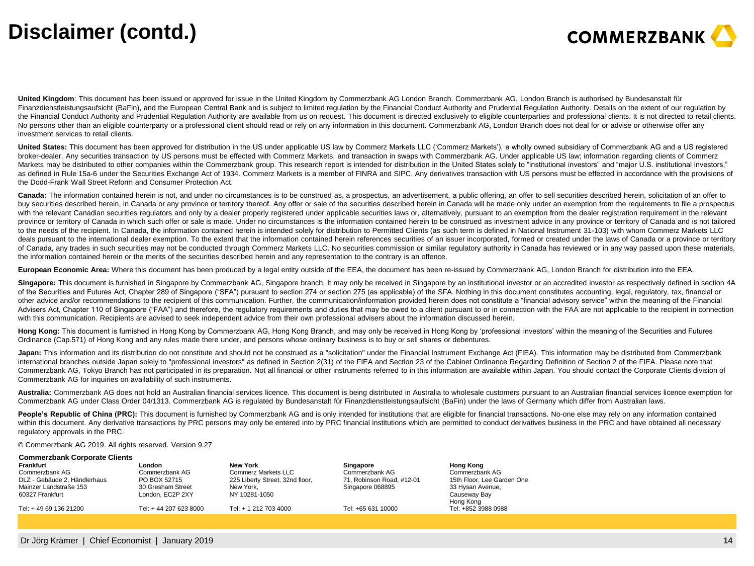# Disclaimer (contd.)

**United Kingdom**: This document has been issued or approved for issue in the United Kingdom by Commerzbank AG London Branch. Commerzbank AG, London Branch is authorised by Bundesanstalt für Finanzdienstleistungsaufsicht (BaFin), and the European Central Bank and is subject to limited regulation by the Financial Conduct Authority and Prudential Regulation Authority. Details on the extent of our regulation by the Financial Conduct Authority and Prudential Regulation Authority are available from us on request. This document is directed exclusively to eligible counterparties and professional clients. It is not directed to retail clients. No persons other than an eligible counterparty or a professional client should read or rely on any information in this document. Commerzbank AG, London Branch does not deal for or advise or otherwise offer any investment services to retail clients.

**United States:** This document has been approved for distribution in the US under applicable US law by Commerz Markets LLC ('Commerz Markets'), a wholly owned subsidiary of Commerzbank AG and a US registered broker-dealer. Any securities transaction by US persons must be effected with Commerz Markets, and transaction in swaps with Commerzbank AG. Under applicable US law; information regarding clients of Commerz Markets may be distributed to other companies within the Commerzbank group. This research report is intended for distribution in the United States solely to "institutional investors" and "major U.S. institutional investors," as defined in Rule 15a-6 under the Securities Exchange Act of 1934. Commerz Markets is a member of FINRA and SIPC. Any derivatives transaction with US persons must be effected in accordance with the provisions of the Dodd-Frank Wall Street Reform and Consumer Protection Act.

**Canada:** The information contained herein is not, and under no circumstances is to be construed as, a prospectus, an advertisement, a public offering, an offer to sell securities described herein, solicitation of an offer to buy securities described herein, in Canada or any province or territory thereof. Any offer or sale of the securities described herein in Canada will be made only under an exemption from the requirements to file a prospectus with the relevant Canadian securities regulators and only by a dealer properly registered under applicable securities laws or, alternatively, pursuant to an exemption from the dealer registration requirement in the relevant province or territory of Canada in which such offer or sale is made. Under no circumstances is the information contained herein to be construed as investment advice in any province or territory of Canada and is not tailored to the needs of the recipient. In Canada, the information contained herein is intended solely for distribution to Permitted Clients (as such term is defined in National Instrument 31-103) with whom Commerz Markets LLC deals pursuant to the international dealer exemption. To the extent that the information contained herein references securities of an issuer incorporated, formed or created under the laws of Canada or a province or territory of Canada, any trades in such securities may not be conducted through Commerz Markets LLC. No securities commission or similar regulatory authority in Canada has reviewed or in any way passed upon these materials, the information contained herein or the merits of the securities described herein and any representation to the contrary is an offence.

**European Economic Area:** Where this document has been produced by a legal entity outside of the EEA, the document has been re-issued by Commerzbank AG, London Branch for distribution into the EEA.

**Singapore:** This document is furnished in Singapore by Commerzbank AG, Singapore branch. It may only be received in Singapore by an institutional investor or an accredited investor as respectively defined in section 4A of the Securities and Futures Act, Chapter 289 of Singapore ("SFA") pursuant to section 274 or section 275 (as applicable) of the SFA. Nothing in this document constitutes accounting, legal, regulatory, tax, financial or other advice and/or recommendations to the recipient of this communication. Further, the communication/information provided herein does not constitute a "financial advisory service" within the meaning of the Financial Advisers Act, Chapter 110 of Singapore ("FAA") and therefore, the regulatory requirements and duties that may be owed to a client pursuant to or in connection with the FAA are not applicable to the recipient in connection with this communication. Recipients are advised to seek independent advice from their own professional advisers about the information discussed herein.

**Hong Kong:** This document is furnished in Hong Kong by Commerzbank AG, Hong Kong Branch, and may only be received in Hong Kong by 'professional investors' within the meaning of the Securities and Futures Ordinance (Cap.571) of Hong Kong and any rules made there under, and persons whose ordinary business is to buy or sell shares or debentures.

**Japan:** This information and its distribution do not constitute and should not be construed as a "solicitation" under the Financial Instrument Exchange Act (FIEA). This information may be distributed from Commerzbank international branches outside Japan solely to "professional investors" as defined in Section 2(31) of the FIEA and Section 23 of the Cabinet Ordinance Regarding Definition of Section 2 of the FIEA. Please note that Commerzbank AG, Tokyo Branch has not participated in its preparation. Not all financial or other instruments referred to in this information are available within Japan. You should contact the Corporate Clients division of Commerzbank AG for inquiries on availability of such instruments.

**Australia:** Commerzbank AG does not hold an Australian financial services licence. This document is being distributed in Australia to wholesale customers pursuant to an Australian financial services licence exemption for Commerzbank AG under Class Order 04/1313. Commerzbank AG is regulated by Bundesanstalt für Finanzdienstleistungsaufsicht (BaFin) under the laws of Germany which differ from Australian laws.

**People's Republic of China (PRC):** This document is furnished by Commerzbank AG and is only intended for institutions that are eligible for financial transactions. No-one else may rely on any information contained within this document. Any derivative transactions by PRC persons may only be entered into by PRC financial institutions which are permitted to conduct derivatives business in the PRC and have obtained all necessary regulatory approvals in the PRC.

© Commerzbank AG 2019. All rights reserved. Version 9.27

**Commerzbank Corporate Clients**

| Frankfurt | London | New York | Singapore | Hong Kong |
|---|---|---|---|---|
| Commerzbank AG | Commerzbank AG | Commerz Markets LLC | Commerzbank AG | Commerzbank AG |
| DLZ - Gebäude 2, Händlerhaus | PO BOX 52715 | 225 Liberty Street, 32nd floor, | 71, Robinson Road, #12-01 | 15th Floor, Lee Garden One |
| Mainzer Landstraße 153 | 30 Gresham Street | New York, | Singapore 068895 | 33 Hysan Avenue, |
| 60327 Frankfurt | London, EC2P 2XY | NY 10281-1050 | | Causeway Bay |
| | | | | Hong Kong |
| Tel: + 49 69 136 21200 | Tel: + 44 207 623 8000 | Tel: + 1 212 703 4000 | Tel: +65 631 10000 | Tel: +852 3988 0988 |